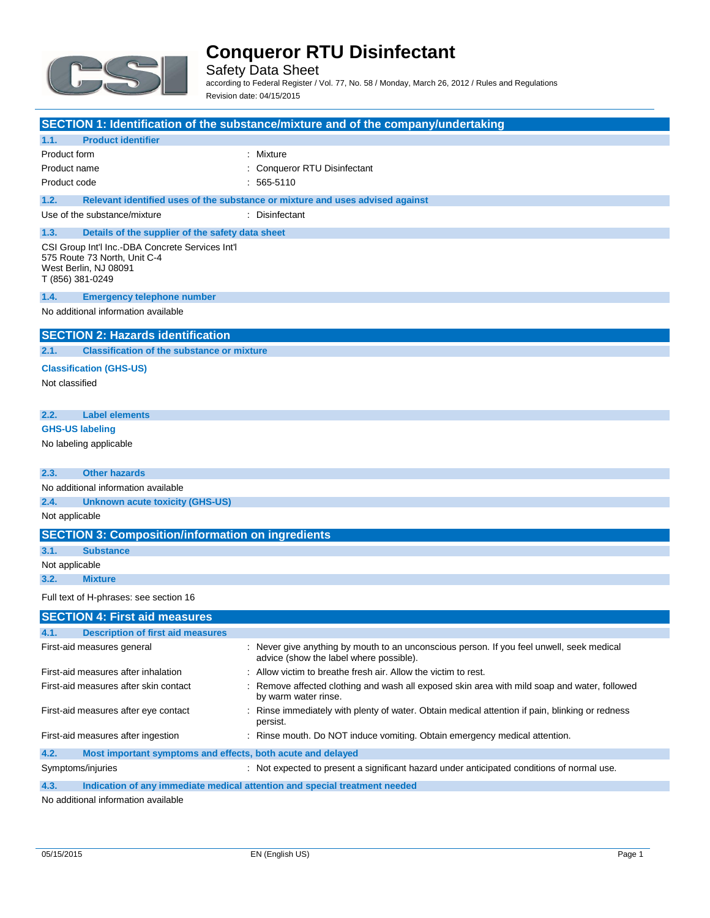# Conqueror RTU Disinfectant

Safety Data Sheet

according to Federal Register / Vol. 77, No. 58 / Monday, March 26, 2012 / Rules and Regulations

Revision date: 04/15/2015

## SECTION 1: Identification of the substance/mixture and of the company/undertaking

### 1.1. Product identifier

| | |
|---|---|
| Product form | : Mixture |
| Product name | : Conqueror RTU Disinfectant |
| Product code | : 565-5110 |

### 1.2. Relevant identified uses of the substance or mixture and uses advised against

| | |
|---|---|
| Use of the substance/mixture | : Disinfectant |

### 1.3. Details of the supplier of the safety data sheet

CSI Group Int'l Inc.-DBA Concrete Services Int'l
575 Route 73 North, Unit C-4
West Berlin, NJ 08091
T (856) 381-0249

### 1.4. Emergency telephone number

No additional information available

## SECTION 2: Hazards identification

### 2.1. Classification of the substance or mixture

**Classification (GHS-US)**

Not classified

### 2.2. Label elements

**GHS-US labeling**

No labeling applicable

### 2.3. Other hazards

No additional information available

### 2.4. Unknown acute toxicity (GHS-US)

Not applicable

## SECTION 3: Composition/information on ingredients

### 3.1. Substance

Not applicable

### 3.2. Mixture

Full text of H-phrases: see section 16

## SECTION 4: First aid measures

### 4.1. Description of first aid measures

| | |
|---|---|
| First-aid measures general | : Never give anything by mouth to an unconscious person. If you feel unwell, seek medical advice (show the label where possible). |
| First-aid measures after inhalation | : Allow victim to breathe fresh air. Allow the victim to rest. |
| First-aid measures after skin contact | : Remove affected clothing and wash all exposed skin area with mild soap and water, followed by warm water rinse. |
| First-aid measures after eye contact | : Rinse immediately with plenty of water. Obtain medical attention if pain, blinking or redness persist. |
| First-aid measures after ingestion | : Rinse mouth. Do NOT induce vomiting. Obtain emergency medical attention. |

### 4.2. Most important symptoms and effects, both acute and delayed

| | |
|---|---|
| Symptoms/injuries | : Not expected to present a significant hazard under anticipated conditions of normal use. |

### 4.3. Indication of any immediate medical attention and special treatment needed

No additional information available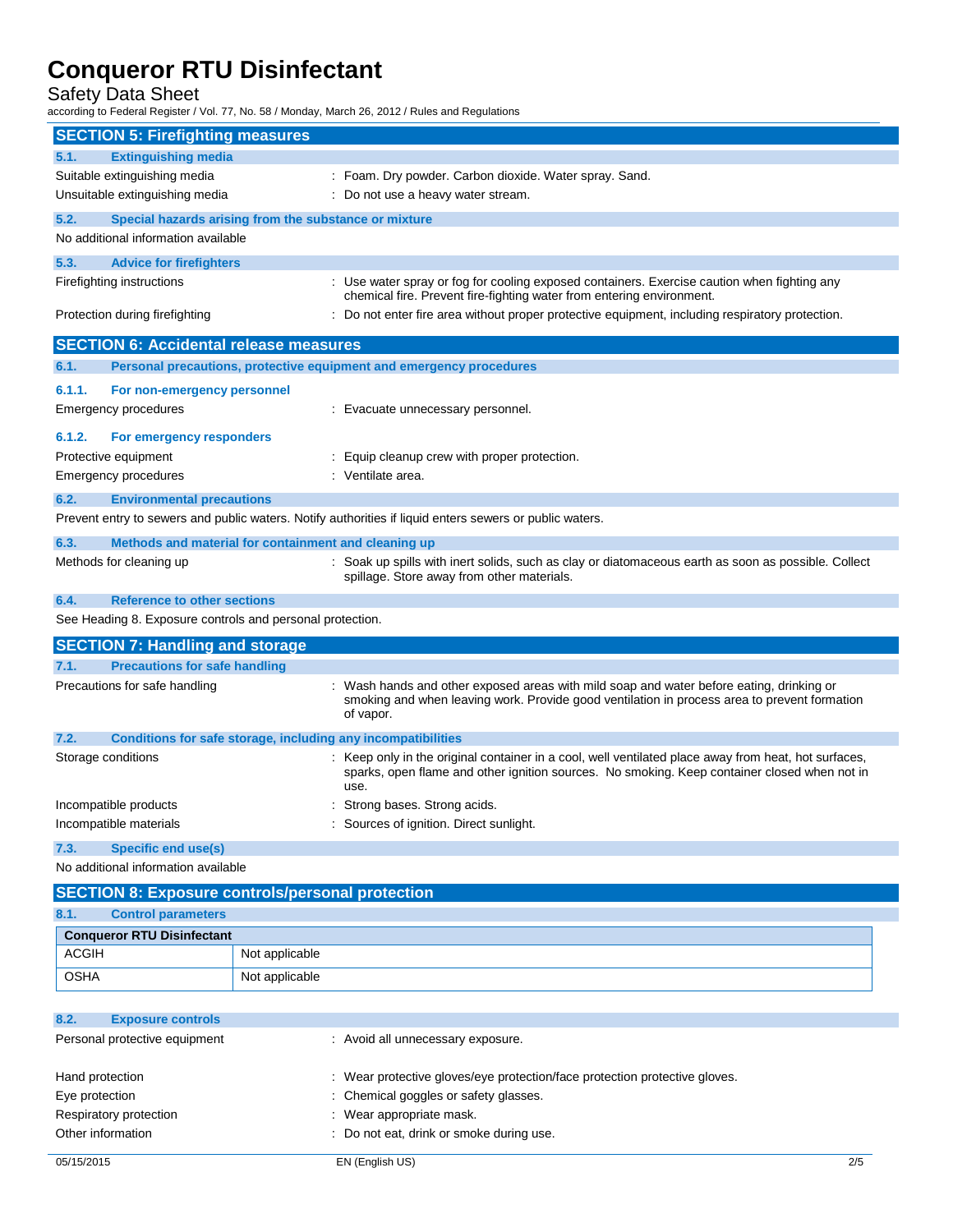## SECTION 5: Firefighting measures

### 5.1. Extinguishing media

Suitable extinguishing media : Foam. Dry powder. Carbon dioxide. Water spray. Sand.

Unsuitable extinguishing media : Do not use a heavy water stream.

### 5.2. Special hazards arising from the substance or mixture

No additional information available

### 5.3. Advice for firefighters

Firefighting instructions : Use water spray or fog for cooling exposed containers. Exercise caution when fighting any chemical fire. Prevent fire-fighting water from entering environment.

Protection during firefighting : Do not enter fire area without proper protective equipment, including respiratory protection.

## SECTION 6: Accidental release measures

### 6.1. Personal precautions, protective equipment and emergency procedures

#### 6.1.1. For non-emergency personnel

Emergency procedures : Evacuate unnecessary personnel.

#### 6.1.2. For emergency responders

Protective equipment : Equip cleanup crew with proper protection.

Emergency procedures : Ventilate area.

### 6.2. Environmental precautions

Prevent entry to sewers and public waters. Notify authorities if liquid enters sewers or public waters.

### 6.3. Methods and material for containment and cleaning up

Methods for cleaning up : Soak up spills with inert solids, such as clay or diatomaceous earth as soon as possible. Collect spillage. Store away from other materials.

### 6.4. Reference to other sections

See Heading 8. Exposure controls and personal protection.

## SECTION 7: Handling and storage

### 7.1. Precautions for safe handling

Precautions for safe handling : Wash hands and other exposed areas with mild soap and water before eating, drinking or smoking and when leaving work. Provide good ventilation in process area to prevent formation of vapor.

### 7.2. Conditions for safe storage, including any incompatibilities

Storage conditions : Keep only in the original container in a cool, well ventilated place away from heat, hot surfaces, sparks, open flame and other ignition sources. No smoking. Keep container closed when not in use.

Incompatible products : Strong bases. Strong acids.

Incompatible materials : Sources of ignition. Direct sunlight.

### 7.3. Specific end use(s)

No additional information available

## SECTION 8: Exposure controls/personal protection

### 8.1. Control parameters

| Conqueror RTU Disinfectant | |
|---|---|
| ACGIH | Not applicable |
| OSHA | Not applicable |

### 8.2. Exposure controls

Personal protective equipment : Avoid all unnecessary exposure.

Hand protection : Wear protective gloves/eye protection/face protection protective gloves.

Eye protection : Chemical goggles or safety glasses.

Respiratory protection : Wear appropriate mask.

Other information : Do not eat, drink or smoke during use.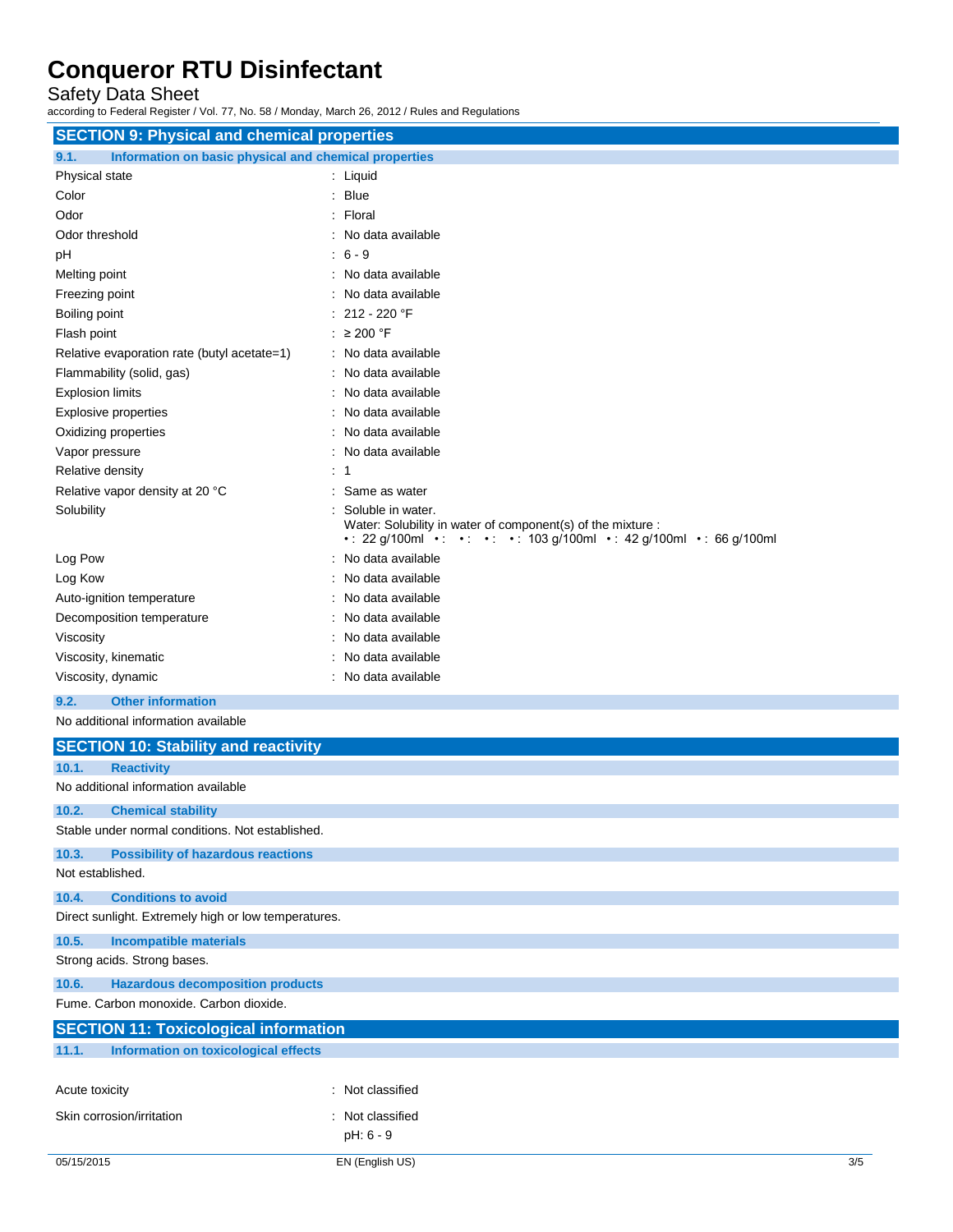## SECTION 9: Physical and chemical properties

### 9.1. Information on basic physical and chemical properties

| Property | Value |
|---|---|
| Physical state | Liquid |
| Color | Blue |
| Odor | Floral |
| Odor threshold | No data available |
| pH | 6 - 9 |
| Melting point | No data available |
| Freezing point | No data available |
| Boiling point | 212 - 220 °F |
| Flash point | ≥ 200 °F |
| Relative evaporation rate (butyl acetate=1) | No data available |
| Flammability (solid, gas) | No data available |
| Explosion limits | No data available |
| Explosive properties | No data available |
| Oxidizing properties | No data available |
| Vapor pressure | No data available |
| Relative density | 1 |
| Relative vapor density at 20 °C | Same as water |
| Solubility | Soluble in water.<br>Water: Solubility in water of component(s) of the mixture :<br>• : 22 g/100ml • : • : • : • : 103 g/100ml • : 42 g/100ml • : 66 g/100ml |
| Log Pow | No data available |
| Log Kow | No data available |
| Auto-ignition temperature | No data available |
| Decomposition temperature | No data available |
| Viscosity | No data available |
| Viscosity, kinematic | No data available |
| Viscosity, dynamic | No data available |

### 9.2. Other information

No additional information available

## SECTION 10: Stability and reactivity

### 10.1. Reactivity

No additional information available

### 10.2. Chemical stability

Stable under normal conditions. Not established.

### 10.3. Possibility of hazardous reactions

Not established.

### 10.4. Conditions to avoid

Direct sunlight. Extremely high or low temperatures.

### 10.5. Incompatible materials

Strong acids. Strong bases.

### 10.6. Hazardous decomposition products

Fume. Carbon monoxide. Carbon dioxide.

## SECTION 11: Toxicological information

### 11.1. Information on toxicological effects

| Effect | Classification |
|---|---|
| Acute toxicity | Not classified |
| Skin corrosion/irritation | Not classified<br>pH: 6 - 9 |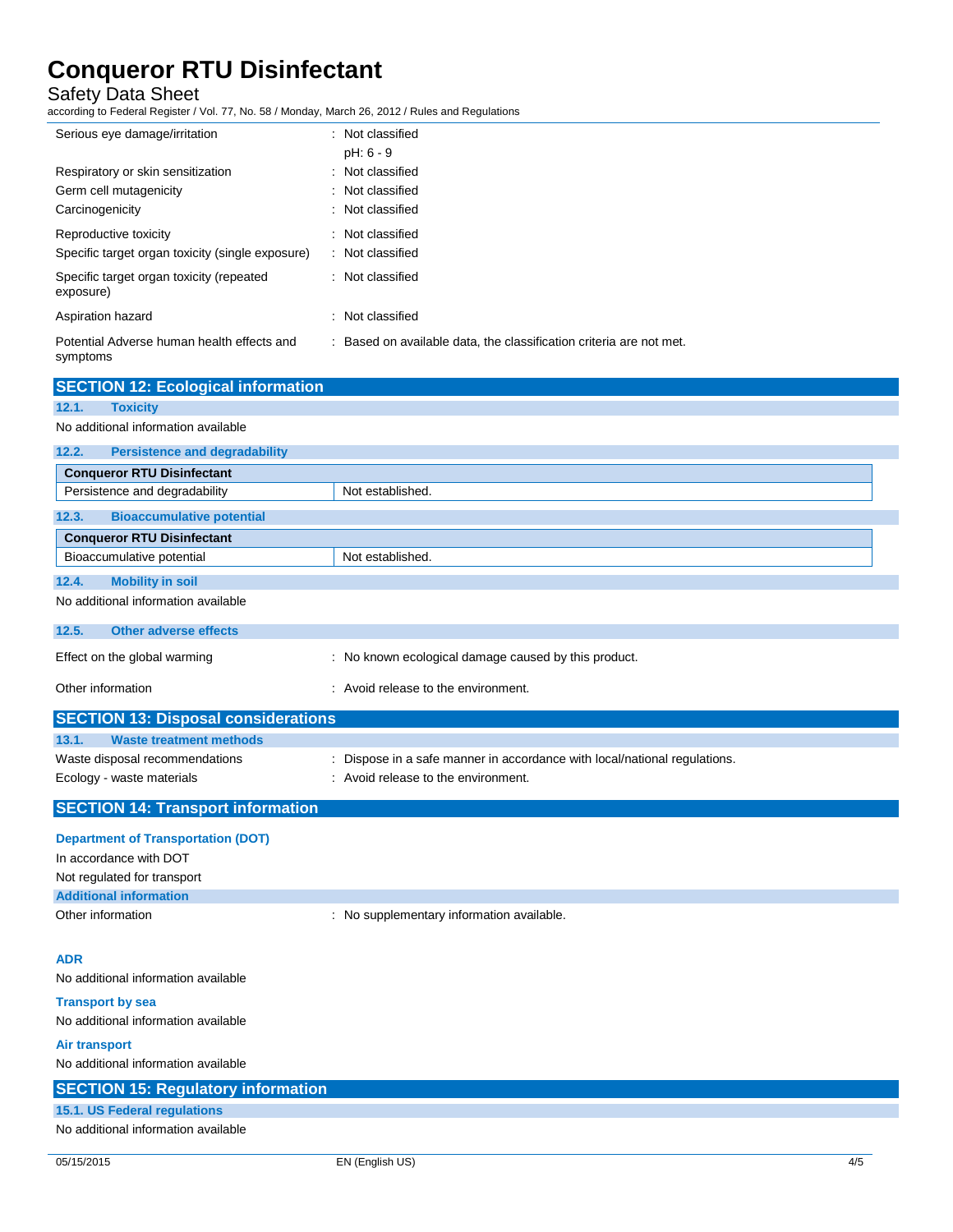| | |
|---|---|
| Serious eye damage/irritation | : Not classified<br>pH: 6 - 9 |
| Respiratory or skin sensitization | : Not classified |
| Germ cell mutagenicity | : Not classified |
| Carcinogenicity | : Not classified |
| Reproductive toxicity | : Not classified |
| Specific target organ toxicity (single exposure) | : Not classified |
| Specific target organ toxicity (repeated exposure) | : Not classified |
| Aspiration hazard | : Not classified |
| Potential Adverse human health effects and symptoms | : Based on available data, the classification criteria are not met. |

## SECTION 12: Ecological information

### 12.1. Toxicity

No additional information available

### 12.2. Persistence and degradability

| Conqueror RTU Disinfectant | |
|---|---|
| Persistence and degradability | Not established. |

### 12.3. Bioaccumulative potential

| Conqueror RTU Disinfectant | |
|---|---|
| Bioaccumulative potential | Not established. |

### 12.4. Mobility in soil

No additional information available

### 12.5. Other adverse effects

| | |
|---|---|
| Effect on the global warming | : No known ecological damage caused by this product. |
| Other information | : Avoid release to the environment. |

## SECTION 13: Disposal considerations

### 13.1. Waste treatment methods

| | |
|---|---|
| Waste disposal recommendations | : Dispose in a safe manner in accordance with local/national regulations. |
| Ecology - waste materials | : Avoid release to the environment. |

## SECTION 14: Transport information

**Department of Transportation (DOT)**

In accordance with DOT

Not regulated for transport

**Additional information**

| | |
|---|---|
| Other information | : No supplementary information available. |

**ADR**

No additional information available

**Transport by sea**

No additional information available

**Air transport**

No additional information available

## SECTION 15: Regulatory information

### 15.1. US Federal regulations

No additional information available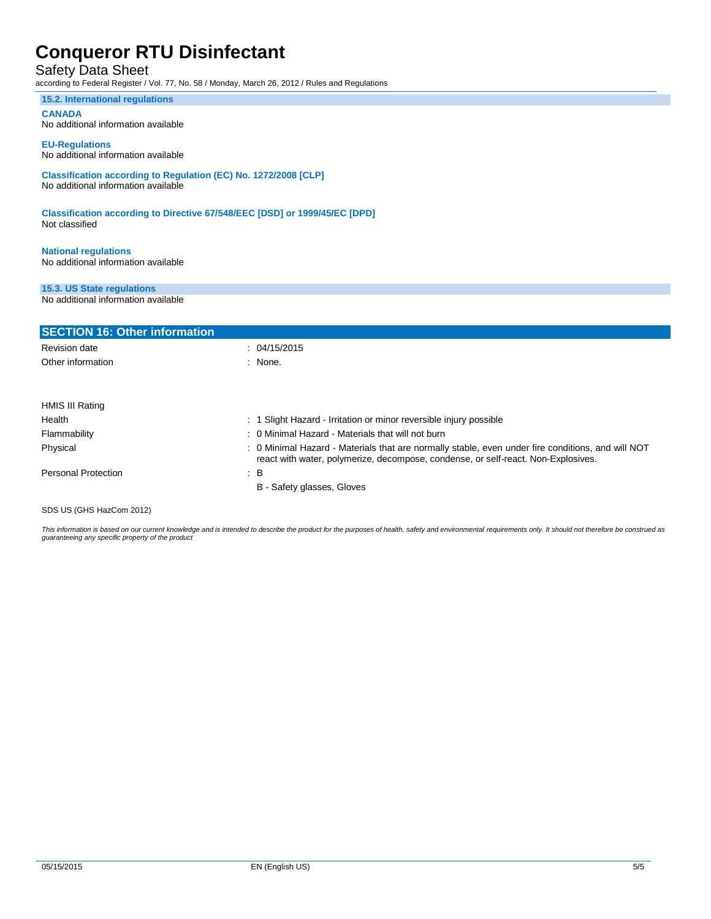### 15.2. International regulations

**CANADA**

No additional information available

**EU-Regulations**

No additional information available

**Classification according to Regulation (EC) No. 1272/2008 [CLP]**

No additional information available

**Classification according to Directive 67/548/EEC [DSD] or 1999/45/EC [DPD]**

Not classified

**National regulations**

No additional information available

### 15.3. US State regulations

No additional information available

## SECTION 16: Other information

| | |
|---|---|
| Revision date | : 04/15/2015 |
| Other information | : None. |

| | |
|---|---|
| HMIS III Rating | |
| Health | : 1 Slight Hazard - Irritation or minor reversible injury possible |
| Flammability | : 0 Minimal Hazard - Materials that will not burn |
| Physical | : 0 Minimal Hazard - Materials that are normally stable, even under fire conditions, and will NOT react with water, polymerize, decompose, condense, or self-react. Non-Explosives. |
| Personal Protection | : B |
| | B - Safety glasses, Gloves |

SDS US (GHS HazCom 2012)

*This information is based on our current knowledge and is intended to describe the product for the purposes of health, safety and environmental requirements only. It should not therefore be construed as guaranteeing any specific property of the product*